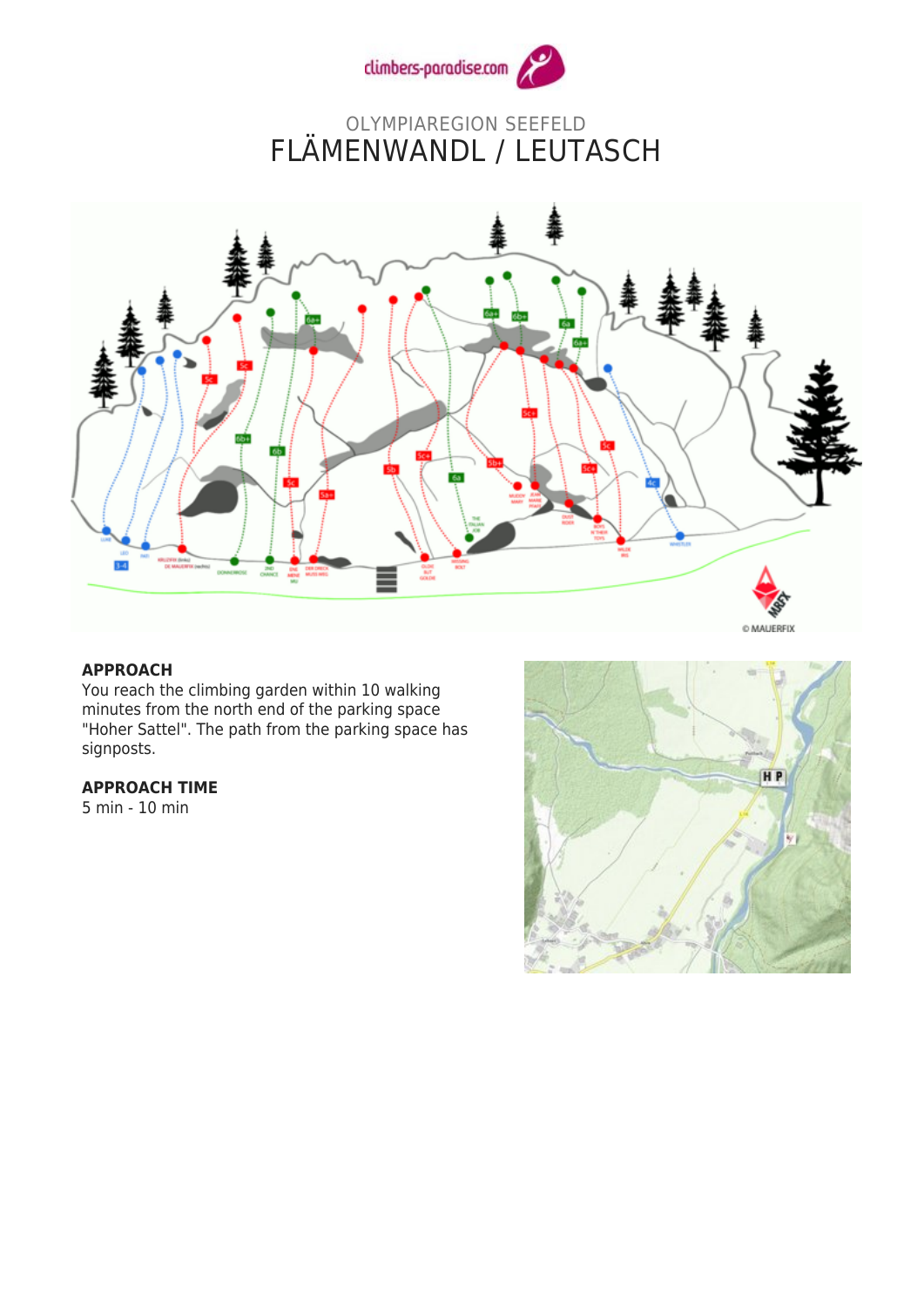OLYMPIAREGION SEEFELD

# FLÄMENWANDL / LEUTASCH

## APPROACH

You reach the climbing garden within 10 walking minutes from the north end of the parking space "Hoher Sattel". The path from the parking space has signposts.

## APPROACH TIME

5 min - 10 min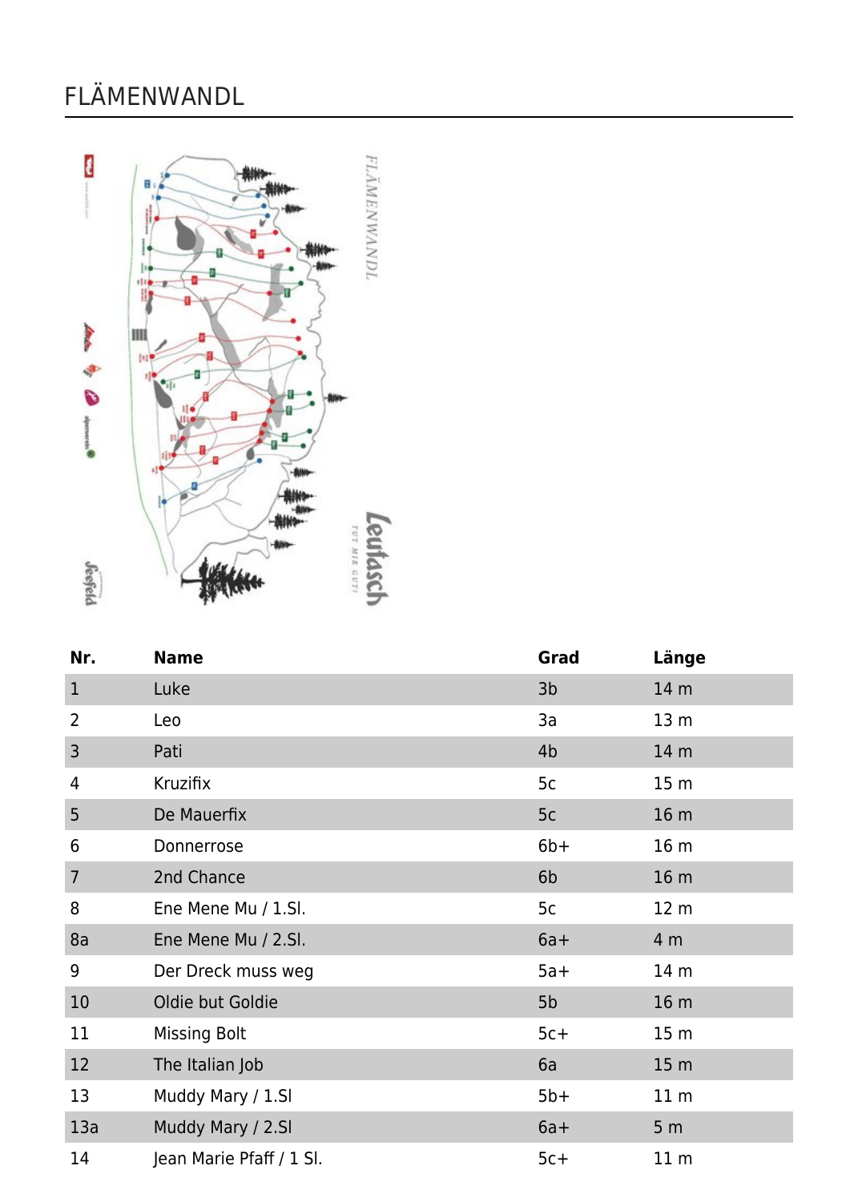# FLÄMENWANDL

| Nr. | Name | Grad | Länge |
|---|---|---|---|
| 1 | Luke | 3b | 14 m |
| 2 | Leo | 3a | 13 m |
| 3 | Pati | 4b | 14 m |
| 4 | Kruzifix | 5c | 15 m |
| 5 | De Mauerfix | 5c | 16 m |
| 6 | Donnerrose | 6b+ | 16 m |
| 7 | 2nd Chance | 6b | 16 m |
| 8 | Ene Mene Mu / 1.Sl. | 5c | 12 m |
| 8a | Ene Mene Mu / 2.Sl. | 6a+ | 4 m |
| 9 | Der Dreck muss weg | 5a+ | 14 m |
| 10 | Oldie but Goldie | 5b | 16 m |
| 11 | Missing Bolt | 5c+ | 15 m |
| 12 | The Italian Job | 6a | 15 m |
| 13 | Muddy Mary / 1.Sl | 5b+ | 11 m |
| 13a | Muddy Mary / 2.Sl | 6a+ | 5 m |
| 14 | Jean Marie Pfaff / 1 Sl. | 5c+ | 11 m |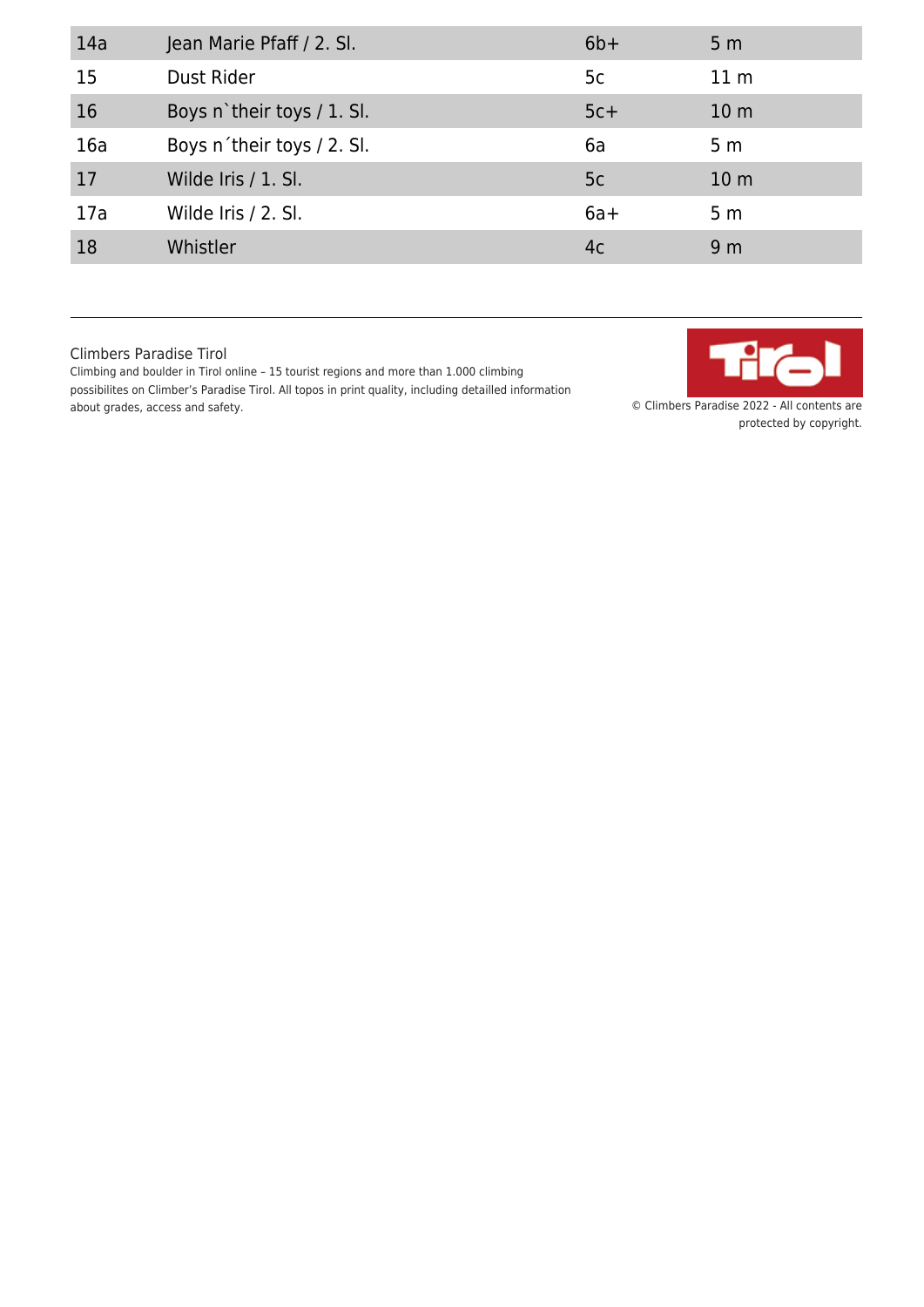| | | | |
|---|---|---|---|
| 14a | Jean Marie Pfaff / 2. Sl. | 6b+ | 5 m |
| 15 | Dust Rider | 5c | 11 m |
| 16 | Boys n`their toys / 1. Sl. | 5c+ | 10 m |
| 16a | Boys n´their toys / 2. Sl. | 6a | 5 m |
| 17 | Wilde Iris / 1. Sl. | 5c | 10 m |
| 17a | Wilde Iris / 2. Sl. | 6a+ | 5 m |
| 18 | Whistler | 4c | 9 m |

---

Climbers Paradise Tirol

Climbing and boulder in Tirol online – 15 tourist regions and more than 1.000 climbing possibilites on Climber's Paradise Tirol. All topos in print quality, including detailled information about grades, access and safety.

© Climbers Paradise 2022 - All contents are protected by copyright.